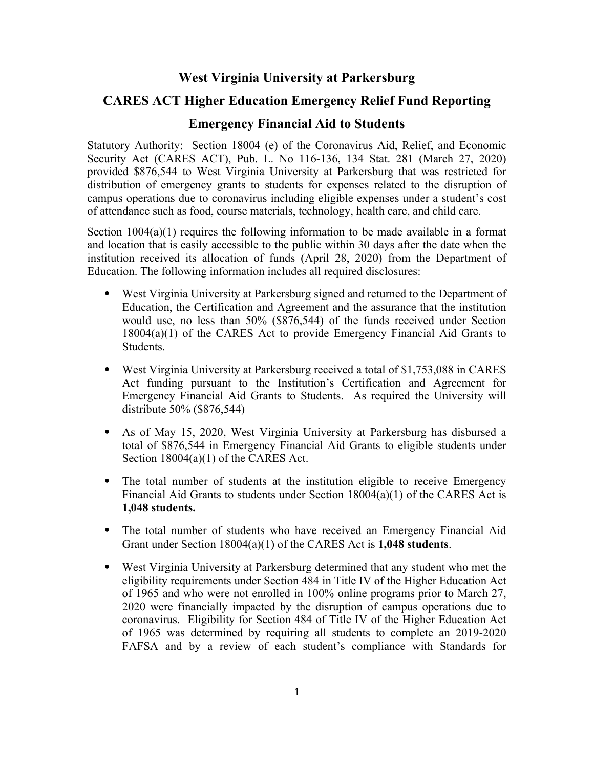# West Virginia University at Parkersburg

## CARES ACT Higher Education Emergency Relief Fund Reporting

## Emergency Financial Aid to Students

Statutory Authority: Section 18004 (e) of the Coronavirus Aid, Relief, and Economic Security Act (CARES ACT), Pub. L. No 116-136, 134 Stat. 281 (March 27, 2020) provided $876,544 to West Virginia University at Parkersburg that was restricted for distribution of emergency grants to students for expenses related to the disruption of campus operations due to coronavirus including eligible expenses under a student's cost of attendance such as food, course materials, technology, health care, and child care.

Section 1004(a)(1) requires the following information to be made available in a format and location that is easily accessible to the public within 30 days after the date when the institution received its allocation of funds (April 28, 2020) from the Department of Education. The following information includes all required disclosures:

- West Virginia University at Parkersburg signed and returned to the Department of Education, the Certification and Agreement and the assurance that the institution would use, no less than 50% ($876,544) of the funds received under Section 18004(a)(1) of the CARES Act to provide Emergency Financial Aid Grants to Students.
- West Virginia University at Parkersburg received a total of $1,753,088 in CARES Act funding pursuant to the Institution's Certification and Agreement for Emergency Financial Aid Grants to Students. As required the University will distribute 50% ($876,544)
- As of May 15, 2020, West Virginia University at Parkersburg has disbursed a total of $876,544 in Emergency Financial Aid Grants to eligible students under Section 18004(a)(1) of the CARES Act.
- The total number of students at the institution eligible to receive Emergency Financial Aid Grants to students under Section 18004(a)(1) of the CARES Act is **1,048 students.**
- The total number of students who have received an Emergency Financial Aid Grant under Section 18004(a)(1) of the CARES Act is **1,048 students**.
- West Virginia University at Parkersburg determined that any student who met the eligibility requirements under Section 484 in Title IV of the Higher Education Act of 1965 and who were not enrolled in 100% online programs prior to March 27, 2020 were financially impacted by the disruption of campus operations due to coronavirus. Eligibility for Section 484 of Title IV of the Higher Education Act of 1965 was determined by requiring all students to complete an 2019-2020 FAFSA and by a review of each student's compliance with Standards for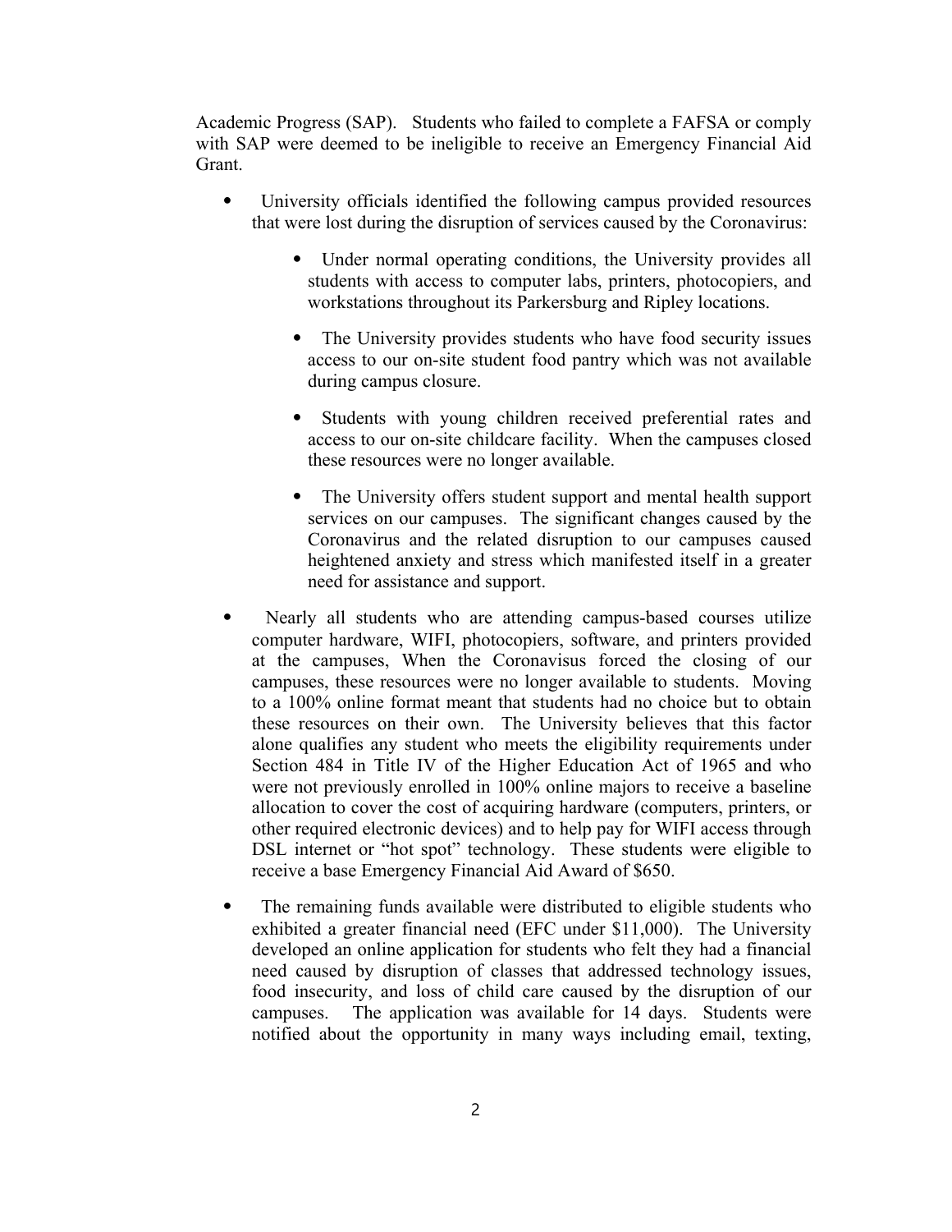Academic Progress (SAP). Students who failed to complete a FAFSA or comply with SAP were deemed to be ineligible to receive an Emergency Financial Aid Grant.

- University officials identified the following campus provided resources that were lost during the disruption of services caused by the Coronavirus:

    - Under normal operating conditions, the University provides all students with access to computer labs, printers, photocopiers, and workstations throughout its Parkersburg and Ripley locations.

    - The University provides students who have food security issues access to our on-site student food pantry which was not available during campus closure.

    - Students with young children received preferential rates and access to our on-site childcare facility. When the campuses closed these resources were no longer available.

    - The University offers student support and mental health support services on our campuses. The significant changes caused by the Coronavirus and the related disruption to our campuses caused heightened anxiety and stress which manifested itself in a greater need for assistance and support.

- Nearly all students who are attending campus-based courses utilize computer hardware, WIFI, photocopiers, software, and printers provided at the campuses, When the Coronavisus forced the closing of our campuses, these resources were no longer available to students. Moving to a 100% online format meant that students had no choice but to obtain these resources on their own. The University believes that this factor alone qualifies any student who meets the eligibility requirements under Section 484 in Title IV of the Higher Education Act of 1965 and who were not previously enrolled in 100% online majors to receive a baseline allocation to cover the cost of acquiring hardware (computers, printers, or other required electronic devices) and to help pay for WIFI access through DSL internet or "hot spot" technology. These students were eligible to receive a base Emergency Financial Aid Award of $650.

- The remaining funds available were distributed to eligible students who exhibited a greater financial need (EFC under $11,000). The University developed an online application for students who felt they had a financial need caused by disruption of classes that addressed technology issues, food insecurity, and loss of child care caused by the disruption of our campuses. The application was available for 14 days. Students were notified about the opportunity in many ways including email, texting,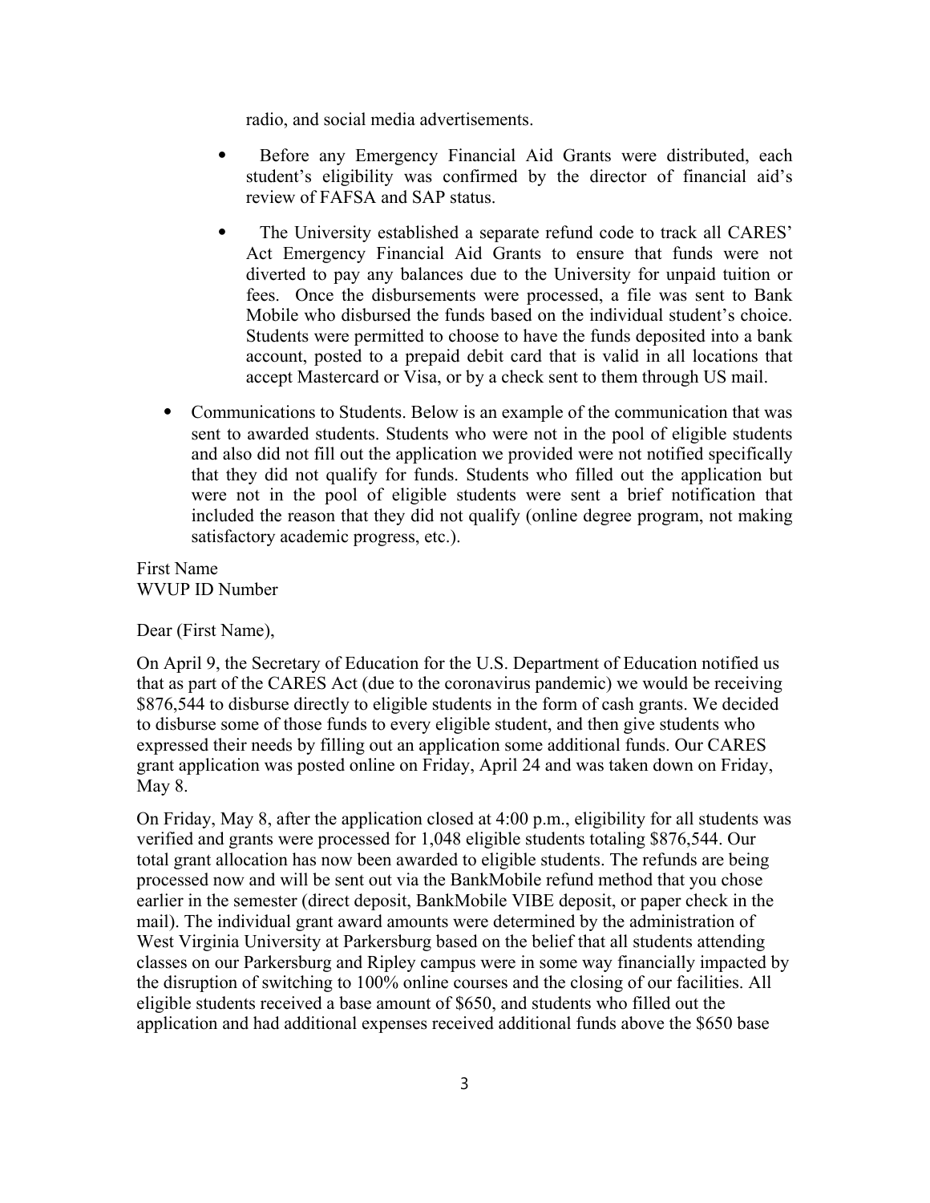radio, and social media advertisements.

- Before any Emergency Financial Aid Grants were distributed, each student's eligibility was confirmed by the director of financial aid's review of FAFSA and SAP status.
- The University established a separate refund code to track all CARES' Act Emergency Financial Aid Grants to ensure that funds were not diverted to pay any balances due to the University for unpaid tuition or fees. Once the disbursements were processed, a file was sent to Bank Mobile who disbursed the funds based on the individual student's choice. Students were permitted to choose to have the funds deposited into a bank account, posted to a prepaid debit card that is valid in all locations that accept Mastercard or Visa, or by a check sent to them through US mail.

- Communications to Students. Below is an example of the communication that was sent to awarded students. Students who were not in the pool of eligible students and also did not fill out the application we provided were not notified specifically that they did not qualify for funds. Students who filled out the application but were not in the pool of eligible students were sent a brief notification that included the reason that they did not qualify (online degree program, not making satisfactory academic progress, etc.).

First Name
WVUP ID Number

Dear (First Name),

On April 9, the Secretary of Education for the U.S. Department of Education notified us that as part of the CARES Act (due to the coronavirus pandemic) we would be receiving $876,544 to disburse directly to eligible students in the form of cash grants. We decided to disburse some of those funds to every eligible student, and then give students who expressed their needs by filling out an application some additional funds. Our CARES grant application was posted online on Friday, April 24 and was taken down on Friday, May 8.

On Friday, May 8, after the application closed at 4:00 p.m., eligibility for all students was verified and grants were processed for 1,048 eligible students totaling $876,544. Our total grant allocation has now been awarded to eligible students. The refunds are being processed now and will be sent out via the BankMobile refund method that you chose earlier in the semester (direct deposit, BankMobile VIBE deposit, or paper check in the mail). The individual grant award amounts were determined by the administration of West Virginia University at Parkersburg based on the belief that all students attending classes on our Parkersburg and Ripley campus were in some way financially impacted by the disruption of switching to 100% online courses and the closing of our facilities. All eligible students received a base amount of $650, and students who filled out the application and had additional expenses received additional funds above the $650 base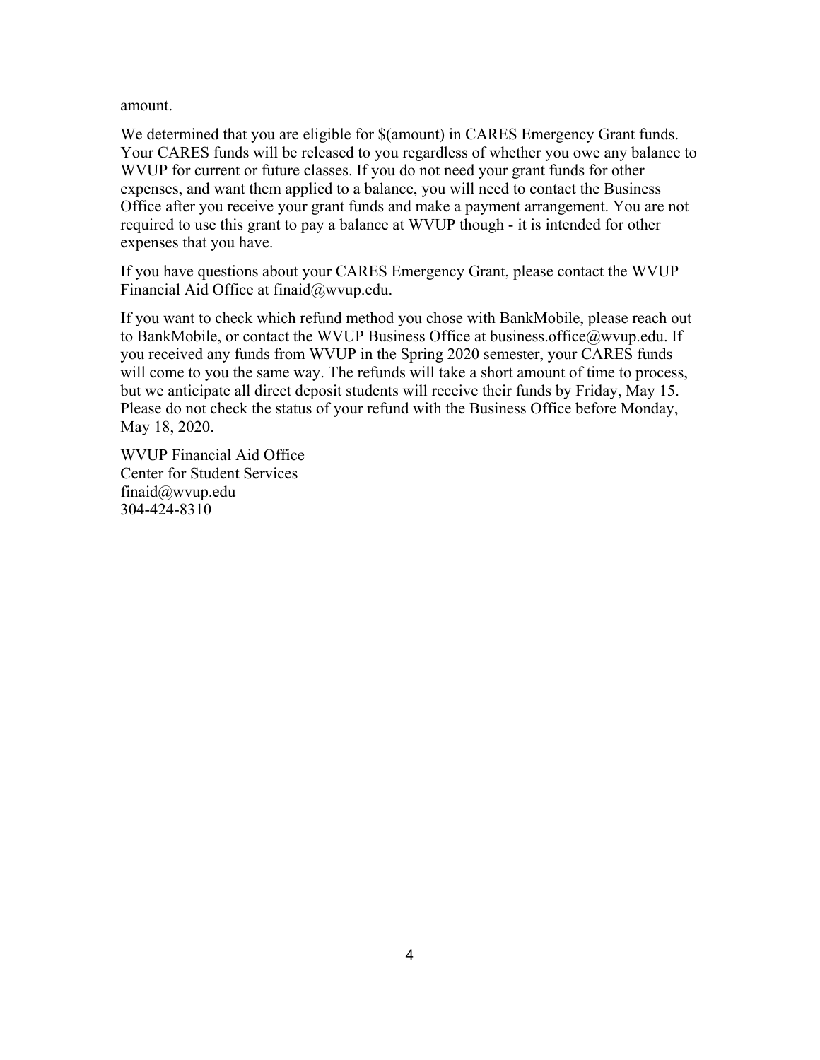amount.

We determined that you are eligible for $(amount) in CARES Emergency Grant funds. Your CARES funds will be released to you regardless of whether you owe any balance to WVUP for current or future classes. If you do not need your grant funds for other expenses, and want them applied to a balance, you will need to contact the Business Office after you receive your grant funds and make a payment arrangement. You are not required to use this grant to pay a balance at WVUP though - it is intended for other expenses that you have.

If you have questions about your CARES Emergency Grant, please contact the WVUP Financial Aid Office at finaid@wvup.edu.

If you want to check which refund method you chose with BankMobile, please reach out to BankMobile, or contact the WVUP Business Office at business.office@wvup.edu. If you received any funds from WVUP in the Spring 2020 semester, your CARES funds will come to you the same way. The refunds will take a short amount of time to process, but we anticipate all direct deposit students will receive their funds by Friday, May 15. Please do not check the status of your refund with the Business Office before Monday, May 18, 2020.

WVUP Financial Aid Office
Center for Student Services
finaid@wvup.edu
304-424-8310